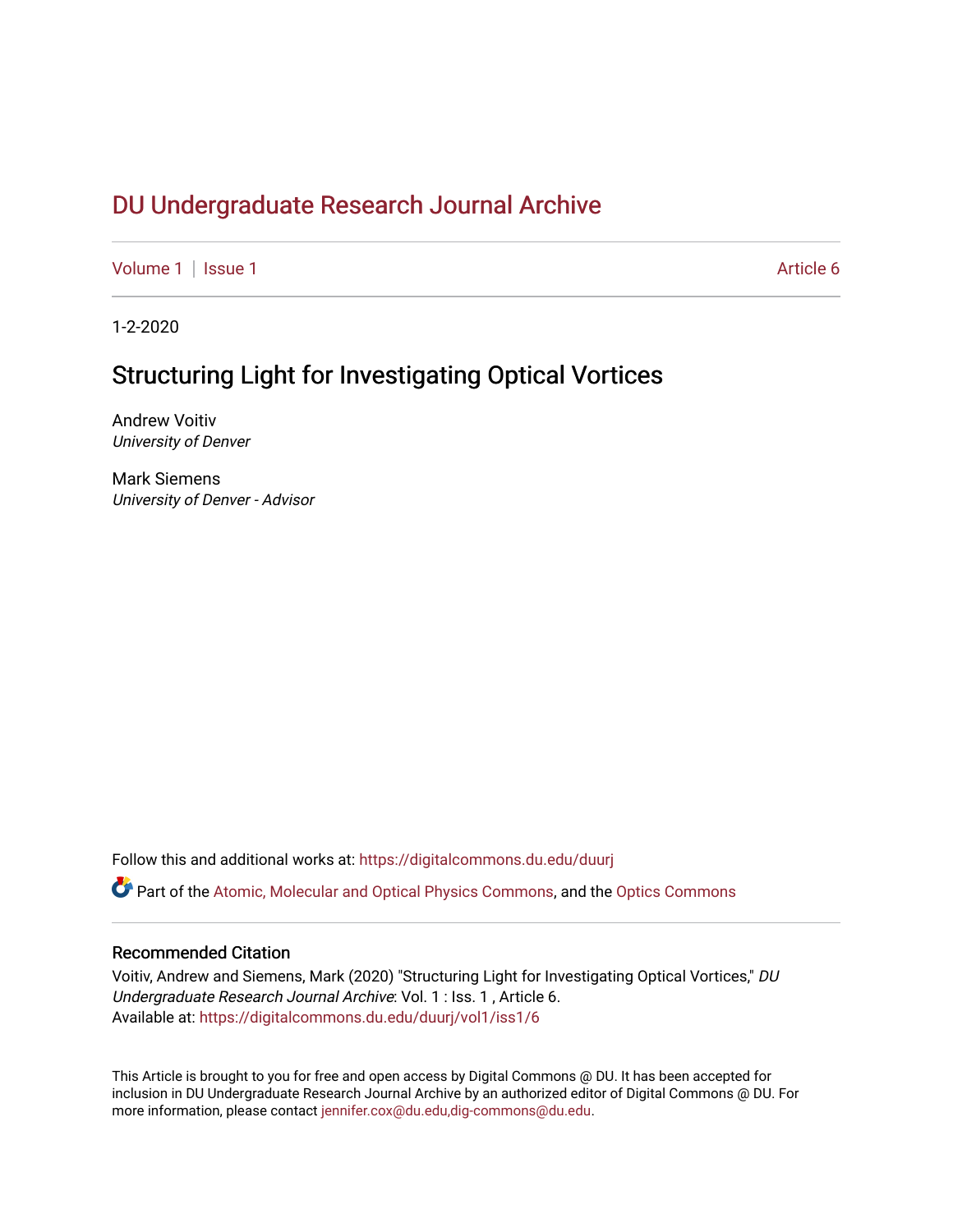# DU Undergraduate Research Journal Archive

Volume 1 | Issue 1 Article 6

1-2-2020

## Structuring Light for Investigating Optical Vortices

Andrew Voitiv
*University of Denver*

Mark Siemens
*University of Denver - Advisor*

Follow this and additional works at: https://digitalcommons.du.edu/duurj

Part of the Atomic, Molecular and Optical Physics Commons, and the Optics Commons

### Recommended Citation

Voitiv, Andrew and Siemens, Mark (2020) "Structuring Light for Investigating Optical Vortices," *DU Undergraduate Research Journal Archive*: Vol. 1 : Iss. 1 , Article 6.
Available at: https://digitalcommons.du.edu/duurj/vol1/iss1/6

This Article is brought to you for free and open access by Digital Commons @ DU. It has been accepted for inclusion in DU Undergraduate Research Journal Archive by an authorized editor of Digital Commons @ DU. For more information, please contact jennifer.cox@du.edu,dig-commons@du.edu.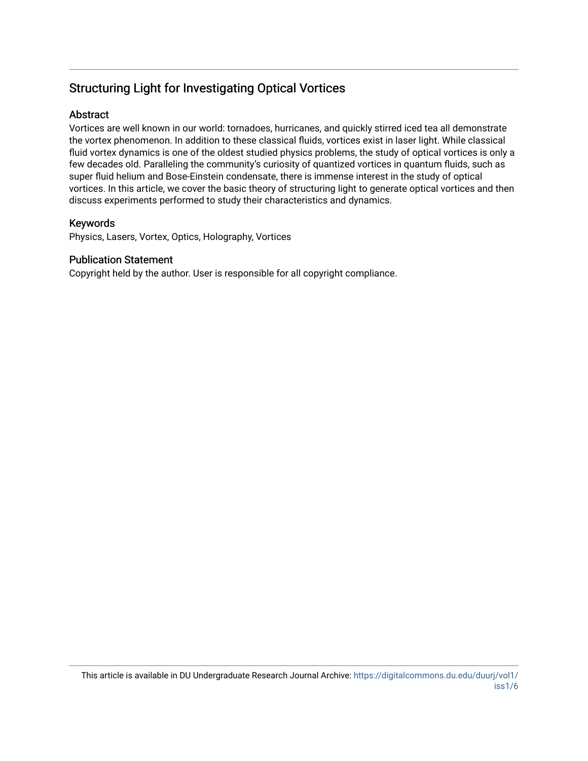## Structuring Light for Investigating Optical Vortices

### Abstract

Vortices are well known in our world: tornadoes, hurricanes, and quickly stirred iced tea all demonstrate the vortex phenomenon. In addition to these classical fluids, vortices exist in laser light. While classical fluid vortex dynamics is one of the oldest studied physics problems, the study of optical vortices is only a few decades old. Paralleling the community's curiosity of quantized vortices in quantum fluids, such as super fluid helium and Bose-Einstein condensate, there is immense interest in the study of optical vortices. In this article, we cover the basic theory of structuring light to generate optical vortices and then discuss experiments performed to study their characteristics and dynamics.

### Keywords

Physics, Lasers, Vortex, Optics, Holography, Vortices

### Publication Statement

Copyright held by the author. User is responsible for all copyright compliance.

This article is available in DU Undergraduate Research Journal Archive: https://digitalcommons.du.edu/duurj/vol1/iss1/6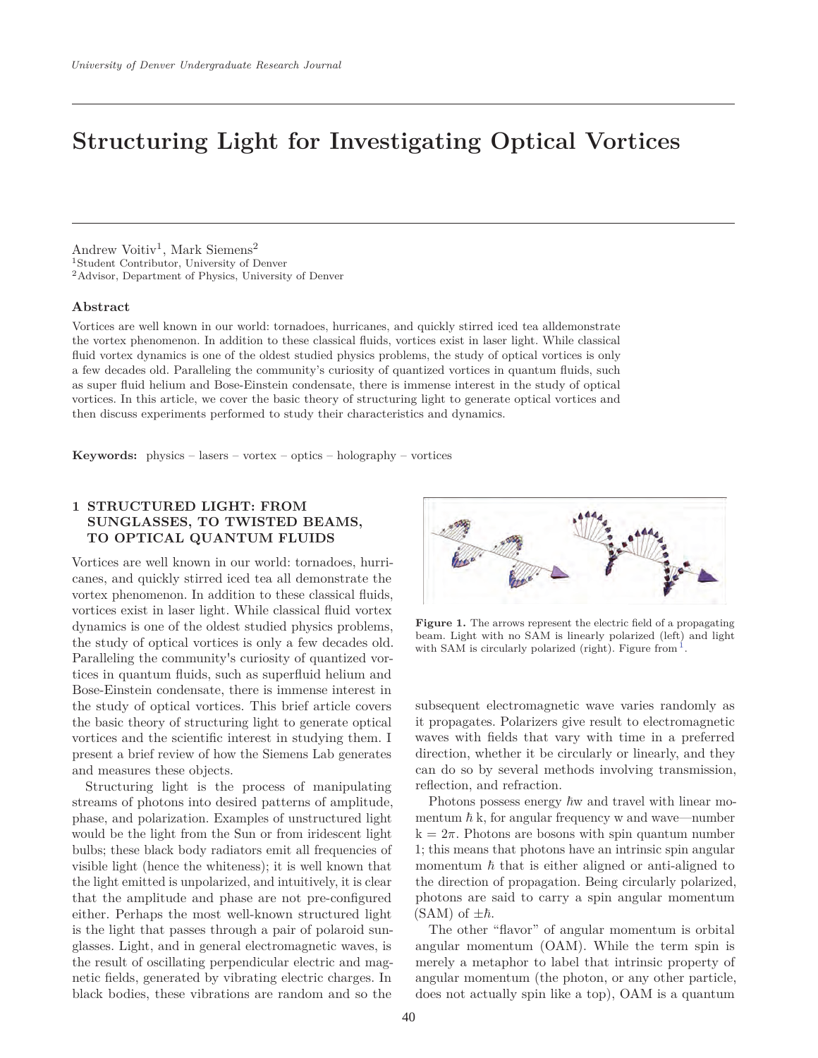# Structuring Light for Investigating Optical Vortices

Andrew Voitiv[1], Mark Siemens[2]
[1]Student Contributor, University of Denver
[2]Advisor, Department of Physics, University of Denver

### Abstract

Vortices are well known in our world: tornadoes, hurricanes, and quickly stirred iced tea alldemonstrate the vortex phenomenon. In addition to these classical fluids, vortices exist in laser light. While classical fluid vortex dynamics is one of the oldest studied physics problems, the study of optical vortices is only a few decades old. Paralleling the community's curiosity of quantized vortices in quantum fluids, such as super fluid helium and Bose-Einstein condensate, there is immense interest in the study of optical vortices. In this article, we cover the basic theory of structuring light to generate optical vortices and then discuss experiments performed to study their characteristics and dynamics.

**Keywords:** physics – lasers – vortex – optics – holography – vortices

## 1 STRUCTURED LIGHT: FROM SUNGLASSES, TO TWISTED BEAMS, TO OPTICAL QUANTUM FLUIDS

Vortices are well known in our world: tornadoes, hurricanes, and quickly stirred iced tea all demonstrate the vortex phenomenon. In addition to these classical fluids, vortices exist in laser light. While classical fluid vortex dynamics is one of the oldest studied physics problems, the study of optical vortices is only a few decades old. Paralleling the community's curiosity of quantized vortices in quantum fluids, such as superfluid helium and Bose-Einstein condensate, there is immense interest in the study of optical vortices. This brief article covers the basic theory of structuring light to generate optical vortices and the scientific interest in studying them. I present a brief review of how the Siemens Lab generates and measures these objects.

Structuring light is the process of manipulating streams of photons into desired patterns of amplitude, phase, and polarization. Examples of unstructured light would be the light from the Sun or from iridescent light bulbs; these black body radiators emit all frequencies of visible light (hence the whiteness); it is well known that the light emitted is unpolarized, and intuitively, it is clear that the amplitude and phase are not pre-configured either. Perhaps the most well-known structured light is the light that passes through a pair of polaroid sunglasses. Light, and in general electromagnetic waves, is the result of oscillating perpendicular electric and magnetic fields, generated by vibrating electric charges. In black bodies, these vibrations are random and so the subsequent electromagnetic wave varies randomly as it propagates. Polarizers give result to electromagnetic waves with fields that vary with time in a preferred direction, whether it be circularly or linearly, and they can do so by several methods involving transmission, reflection, and refraction.

**Figure 1.** The arrows represent the electric field of a propagating beam. Light with no SAM is linearly polarized (left) and light with SAM is circularly polarized (right). Figure from [1].

Photons possess energy $\hbar w$ and travel with linear momentum $\hbar$ k, for angular frequency w and wave—number $k = 2\pi$. Photons are bosons with spin quantum number 1; this means that photons have an intrinsic spin angular momentum $\hbar$ that is either aligned or anti-aligned to the direction of propagation. Being circularly polarized, photons are said to carry a spin angular momentum (SAM) of $\pm\hbar$.

The other "flavor" of angular momentum is orbital angular momentum (OAM). While the term spin is merely a metaphor to label that intrinsic property of angular momentum (the photon, or any other particle, does not actually spin like a top), OAM is a quantum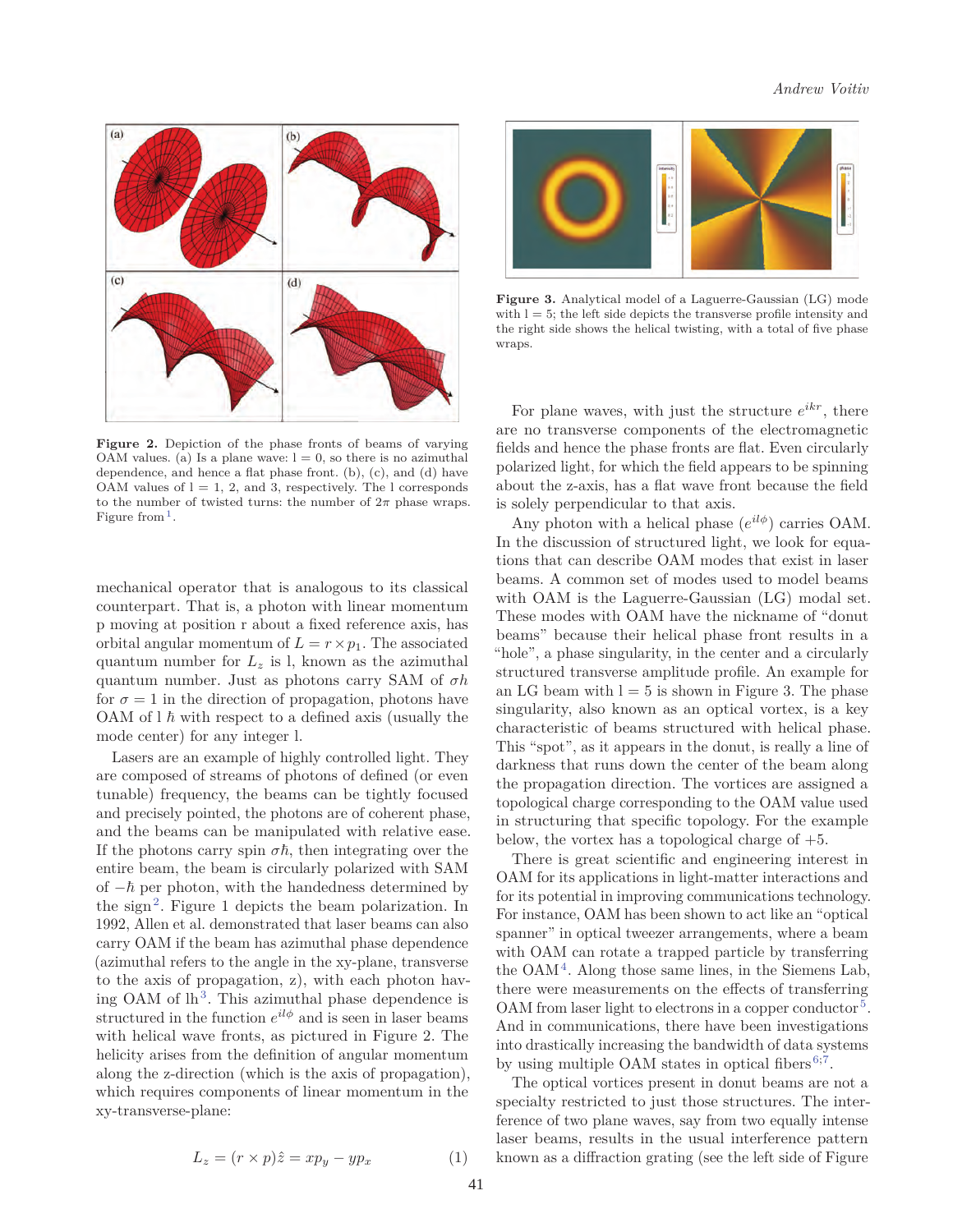Figure 2. Depiction of the phase fronts of beams of varying OAM values. (a) Is a plane wave: l = 0, so there is no azimuthal dependence, and hence a flat phase front. (b), (c), and (d) have OAM values of l = 1, 2, and 3, respectively. The l corresponds to the number of twisted turns: the number of $2\pi$ phase wraps. Figure from [1].

Figure 3. Analytical model of a Laguerre-Gaussian (LG) mode with l = 5; the left side depicts the transverse profile intensity and the right side shows the helical twisting, with a total of five phase wraps.

mechanical operator that is analogous to its classical counterpart. That is, a photon with linear momentum p moving at position r about a fixed reference axis, has orbital angular momentum of $L = r \times p_1$. The associated quantum number for $L_z$ is l, known as the azimuthal quantum number. Just as photons carry SAM of $\sigma h$ for $\sigma = 1$ in the direction of propagation, photons have OAM of l $\hbar$ with respect to a defined axis (usually the mode center) for any integer l.

Lasers are an example of highly controlled light. They are composed of streams of photons of defined (or even tunable) frequency, the beams can be tightly focused and precisely pointed, the photons are of coherent phase, and the beams can be manipulated with relative ease. If the photons carry spin $\sigma\hbar$, then integrating over the entire beam, the beam is circularly polarized with SAM of $-\hbar$ per photon, with the handedness determined by the sign[2]. Figure 1 depicts the beam polarization. In 1992, Allen et al. demonstrated that laser beams can also carry OAM if the beam has azimuthal phase dependence (azimuthal refers to the angle in the xy-plane, transverse to the axis of propagation, z), with each photon having OAM of lh[3]. This azimuthal phase dependence is structured in the function $e^{il\phi}$ and is seen in laser beams with helical wave fronts, as pictured in Figure 2. The helicity arises from the definition of angular momentum along the z-direction (which is the axis of propagation), which requires components of linear momentum in the xy-transverse-plane:

$$L_z = (r \times p)\hat{z} = xp_y - yp_x \qquad (1)$$

For plane waves, with just the structure $e^{ikr}$, there are no transverse components of the electromagnetic fields and hence the phase fronts are flat. Even circularly polarized light, for which the field appears to be spinning about the z-axis, has a flat wave front because the field is solely perpendicular to that axis.

Any photon with a helical phase ($e^{il\phi}$) carries OAM. In the discussion of structured light, we look for equations that can describe OAM modes that exist in laser beams. A common set of modes used to model beams with OAM is the Laguerre-Gaussian (LG) modal set. These modes with OAM have the nickname of "donut beams" because their helical phase front results in a "hole", a phase singularity, in the center and a circularly structured transverse amplitude profile. An example for an LG beam with l = 5 is shown in Figure 3. The phase singularity, also known as an optical vortex, is a key characteristic of beams structured with helical phase. This "spot", as it appears in the donut, is really a line of darkness that runs down the center of the beam along the propagation direction. The vortices are assigned a topological charge corresponding to the OAM value used in structuring that specific topology. For the example below, the vortex has a topological charge of +5.

There is great scientific and engineering interest in OAM for its applications in light-matter interactions and for its potential in improving communications technology. For instance, OAM has been shown to act like an "optical spanner" in optical tweezer arrangements, where a beam with OAM can rotate a trapped particle by transferring the OAM[4]. Along those same lines, in the Siemens Lab, there were measurements on the effects of transferring OAM from laser light to electrons in a copper conductor[5]. And in communications, there have been investigations into drastically increasing the bandwidth of data systems by using multiple OAM states in optical fibers[6;7].

The optical vortices present in donut beams are not a specialty restricted to just those structures. The interference of two plane waves, say from two equally intense laser beams, results in the usual interference pattern known as a diffraction grating (see the left side of Figure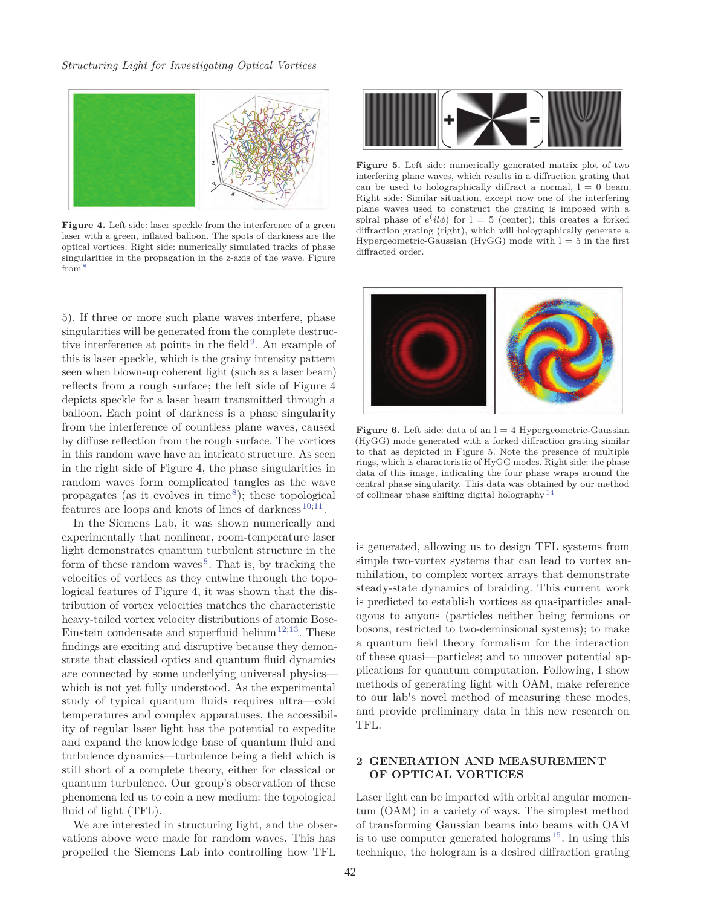Figure 4. Left side: laser speckle from the interference of a green laser with a green, inflated balloon. The spots of darkness are the optical vortices. Right side: numerically simulated tracks of phase singularities in the propagation in the z-axis of the wave. Figure from [8]

Figure 5. Left side: numerically generated matrix plot of two interfering plane waves, which results in a diffraction grating that can be used to holographically diffract a normal, l = 0 beam. Right side: Similar situation, except now one of the interfering plane waves used to construct the grating is imposed with a spiral phase of $e^{(}il\phi)$ for l = 5 (center); this creates a forked diffraction grating (right), which will holographically generate a Hypergeometric-Gaussian (HyGG) mode with l = 5 in the first diffracted order.

5). If three or more such plane waves interfere, phase singularities will be generated from the complete destructive interference at points in the field[9]. An example of this is laser speckle, which is the grainy intensity pattern seen when blown-up coherent light (such as a laser beam) reflects from a rough surface; the left side of Figure 4 depicts speckle for a laser beam transmitted through a balloon. Each point of darkness is a phase singularity from the interference of countless plane waves, caused by diffuse reflection from the rough surface. The vortices in this random wave have an intricate structure. As seen in the right side of Figure 4, the phase singularities in random waves form complicated tangles as the wave propagates (as it evolves in time[8]); these topological features are loops and knots of lines of darkness[10;11].

In the Siemens Lab, it was shown numerically and experimentally that nonlinear, room-temperature laser light demonstrates quantum turbulent structure in the form of these random waves[8]. That is, by tracking the velocities of vortices as they entwine through the topological features of Figure 4, it was shown that the distribution of vortex velocities matches the characteristic heavy-tailed vortex velocity distributions of atomic Bose-Einstein condensate and superfluid helium[12;13]. These findings are exciting and disruptive because they demonstrate that classical optics and quantum fluid dynamics are connected by some underlying universal physics—which is not yet fully understood. As the experimental study of typical quantum fluids requires ultra—cold temperatures and complex apparatuses, the accessibility of regular laser light has the potential to expedite and expand the knowledge base of quantum fluid and turbulence dynamics—turbulence being a field which is still short of a complete theory, either for classical or quantum turbulence. Our group's observation of these phenomena led us to coin a new medium: the topological fluid of light (TFL).

We are interested in structuring light, and the observations above were made for random waves. This has propelled the Siemens Lab into controlling how TFL is generated, allowing us to design TFL systems from simple two-vortex systems that can lead to vortex annihilation, to complex vortex arrays that demonstrate steady-state dynamics of braiding. This current work is predicted to establish vortices as quasiparticles analogous to anyons (particles neither being fermions or bosons, restricted to two-deminsional systems); to make a quantum field theory formalism for the interaction of these quasi—particles; and to uncover potential applications for quantum computation. Following, I show methods of generating light with OAM, make reference to our lab's novel method of measuring these modes, and provide preliminary data in this new research on TFL.

Figure 6. Left side: data of an l = 4 Hypergeometric-Gaussian (HyGG) mode generated with a forked diffraction grating similar to that as depicted in Figure 5. Note the presence of multiple rings, which is characteristic of HyGG modes. Right side: the phase data of this image, indicating the four phase wraps around the central phase singularity. This data was obtained by our method of collinear phase shifting digital holography[14]

## 2 GENERATION AND MEASUREMENT OF OPTICAL VORTICES

Laser light can be imparted with orbital angular momentum (OAM) in a variety of ways. The simplest method of transforming Gaussian beams into beams with OAM is to use computer generated holograms[15]. In using this technique, the hologram is a desired diffraction grating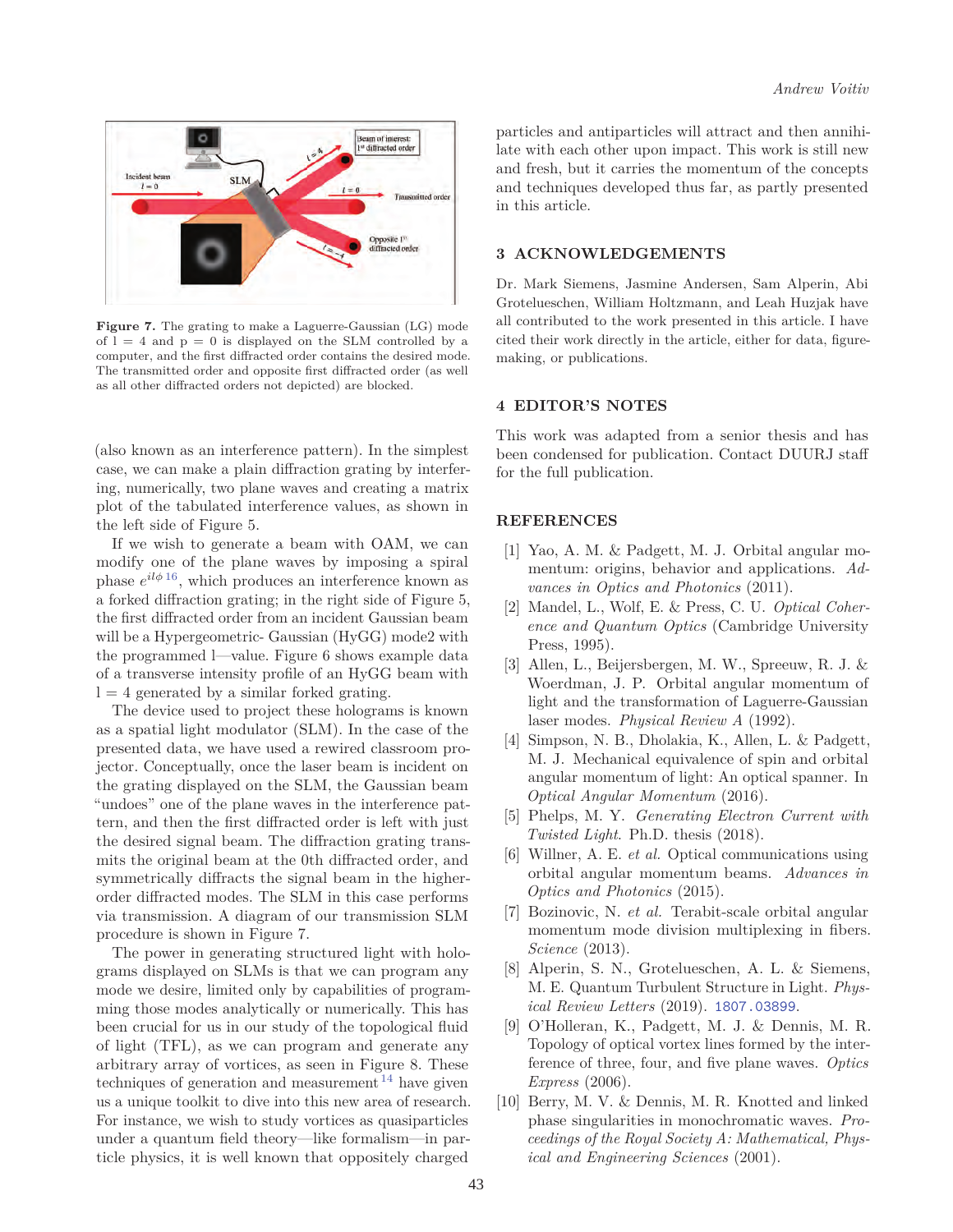Figure 7. The grating to make a Laguerre-Gaussian (LG) mode of l = 4 and p = 0 is displayed on the SLM controlled by a computer, and the first diffracted order contains the desired mode. The transmitted order and opposite first diffracted order (as well as all other diffracted orders not depicted) are blocked.

(also known as an interference pattern). In the simplest case, we can make a plain diffraction grating by interfering, numerically, two plane waves and creating a matrix plot of the tabulated interference values, as shown in the left side of Figure 5.

If we wish to generate a beam with OAM, we can modify one of the plane waves by imposing a spiral phase $e^{il\phi}$[16], which produces an interference known as a forked diffraction grating; in the right side of Figure 5, the first diffracted order from an incident Gaussian beam will be a Hypergeometric- Gaussian (HyGG) mode2 with the programmed l—value. Figure 6 shows example data of a transverse intensity profile of an HyGG beam with l = 4 generated by a similar forked grating.

The device used to project these holograms is known as a spatial light modulator (SLM). In the case of the presented data, we have used a rewired classroom projector. Conceptually, once the laser beam is incident on the grating displayed on the SLM, the Gaussian beam "undoes" one of the plane waves in the interference pattern, and then the first diffracted order is left with just the desired signal beam. The diffraction grating transmits the original beam at the 0th diffracted order, and symmetrically diffracts the signal beam in the higher-order diffracted modes. The SLM in this case performs via transmission. A diagram of our transmission SLM procedure is shown in Figure 7.

The power in generating structured light with holograms displayed on SLMs is that we can program any mode we desire, limited only by capabilities of programming those modes analytically or numerically. This has been crucial for us in our study of the topological fluid of light (TFL), as we can program and generate any arbitrary array of vortices, as seen in Figure 8. These techniques of generation and measurement[14] have given us a unique toolkit to dive into this new area of research. For instance, we wish to study vortices as quasiparticles under a quantum field theory—like formalism—in particle physics, it is well known that oppositely charged particles and antiparticles will attract and then annihilate with each other upon impact. This work is still new and fresh, but it carries the momentum of the concepts and techniques developed thus far, as partly presented in this article.

## 3 ACKNOWLEDGEMENTS

Dr. Mark Siemens, Jasmine Andersen, Sam Alperin, Abi Grotelueschen, William Holtzmann, and Leah Huzjak have all contributed to the work presented in this article. I have cited their work directly in the article, either for data, figure-making, or publications.

## 4 EDITOR'S NOTES

This work was adapted from a senior thesis and has been condensed for publication. Contact DUURJ staff for the full publication.

## REFERENCES

[1] Yao, A. M. & Padgett, M. J. Orbital angular momentum: origins, behavior and applications. *Advances in Optics and Photonics* (2011).

[2] Mandel, L., Wolf, E. & Press, C. U. *Optical Coherence and Quantum Optics* (Cambridge University Press, 1995).

[3] Allen, L., Beijersbergen, M. W., Spreeuw, R. J. & Woerdman, J. P. Orbital angular momentum of light and the transformation of Laguerre-Gaussian laser modes. *Physical Review A* (1992).

[4] Simpson, N. B., Dholakia, K., Allen, L. & Padgett, M. J. Mechanical equivalence of spin and orbital angular momentum of light: An optical spanner. In *Optical Angular Momentum* (2016).

[5] Phelps, M. Y. *Generating Electron Current with Twisted Light*. Ph.D. thesis (2018).

[6] Willner, A. E. *et al.* Optical communications using orbital angular momentum beams. *Advances in Optics and Photonics* (2015).

[7] Bozinovic, N. *et al.* Terabit-scale orbital angular momentum mode division multiplexing in fibers. *Science* (2013).

[8] Alperin, S. N., Grotelueschen, A. L. & Siemens, M. E. Quantum Turbulent Structure in Light. *Physical Review Letters* (2019). 1807.03899.

[9] O'Holleran, K., Padgett, M. J. & Dennis, M. R. Topology of optical vortex lines formed by the interference of three, four, and five plane waves. *Optics Express* (2006).

[10] Berry, M. V. & Dennis, M. R. Knotted and linked phase singularities in monochromatic waves. *Proceedings of the Royal Society A: Mathematical, Physical and Engineering Sciences* (2001).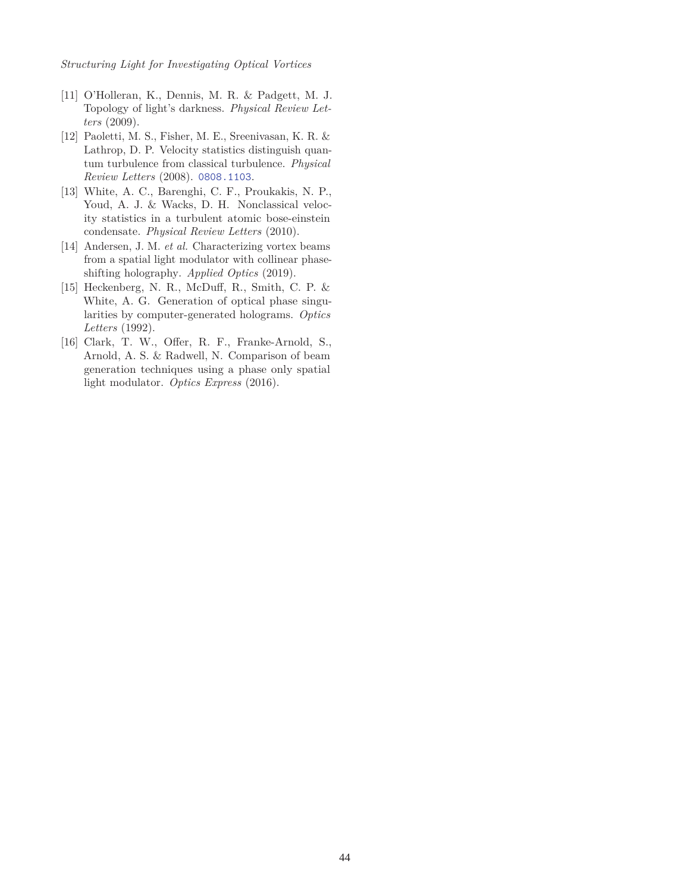[11] O'Holleran, K., Dennis, M. R. & Padgett, M. J. Topology of light's darkness. *Physical Review Letters* (2009).

[12] Paoletti, M. S., Fisher, M. E., Sreenivasan, K. R. & Lathrop, D. P. Velocity statistics distinguish quantum turbulence from classical turbulence. *Physical Review Letters* (2008). 0808.1103.

[13] White, A. C., Barenghi, C. F., Proukakis, N. P., Youd, A. J. & Wacks, D. H. Nonclassical velocity statistics in a turbulent atomic bose-einstein condensate. *Physical Review Letters* (2010).

[14] Andersen, J. M. *et al.* Characterizing vortex beams from a spatial light modulator with collinear phase-shifting holography. *Applied Optics* (2019).

[15] Heckenberg, N. R., McDuff, R., Smith, C. P. & White, A. G. Generation of optical phase singularities by computer-generated holograms. *Optics Letters* (1992).

[16] Clark, T. W., Offer, R. F., Franke-Arnold, S., Arnold, A. S. & Radwell, N. Comparison of beam generation techniques using a phase only spatial light modulator. *Optics Express* (2016).